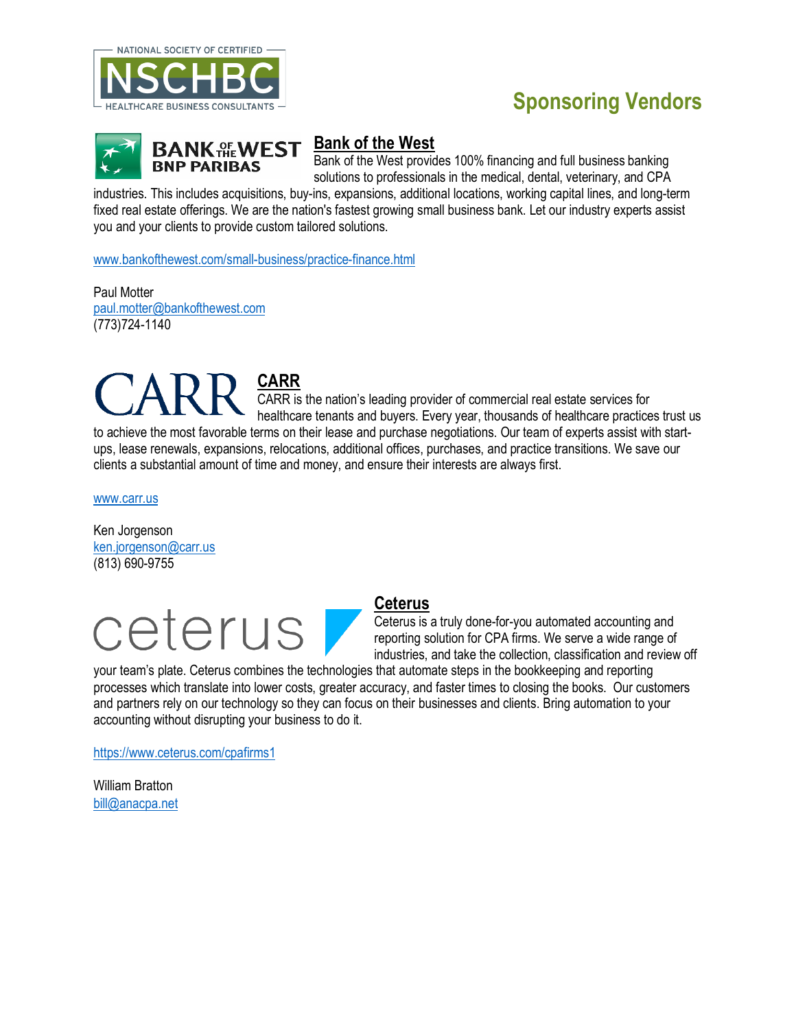# Sponsoring Vendors

## Bank of the West

Bank of the West provides 100% financing and full business banking solutions to professionals in the medical, dental, veterinary, and CPA industries. This includes acquisitions, buy-ins, expansions, additional locations, working capital lines, and long-term fixed real estate offerings. We are the nation's fastest growing small business bank. Let our industry experts assist you and your clients to provide custom tailored solutions.

www.bankofthewest.com/small-business/practice-finance.html

Paul Motter
paul.motter@bankofthewest.com
(773)724-1140

## CARR

CARR is the nation's leading provider of commercial real estate services for healthcare tenants and buyers. Every year, thousands of healthcare practices trust us to achieve the most favorable terms on their lease and purchase negotiations. Our team of experts assist with start-ups, lease renewals, expansions, relocations, additional offices, purchases, and practice transitions. We save our clients a substantial amount of time and money, and ensure their interests are always first.

www.carr.us

Ken Jorgenson
ken.jorgenson@carr.us
(813) 690-9755

## Ceterus

Ceterus is a truly done-for-you automated accounting and reporting solution for CPA firms. We serve a wide range of industries, and take the collection, classification and review off your team's plate. Ceterus combines the technologies that automate steps in the bookkeeping and reporting processes which translate into lower costs, greater accuracy, and faster times to closing the books. Our customers and partners rely on our technology so they can focus on their businesses and clients. Bring automation to your accounting without disrupting your business to do it.

https://www.ceterus.com/cpafirms1

William Bratton
bill@anacpa.net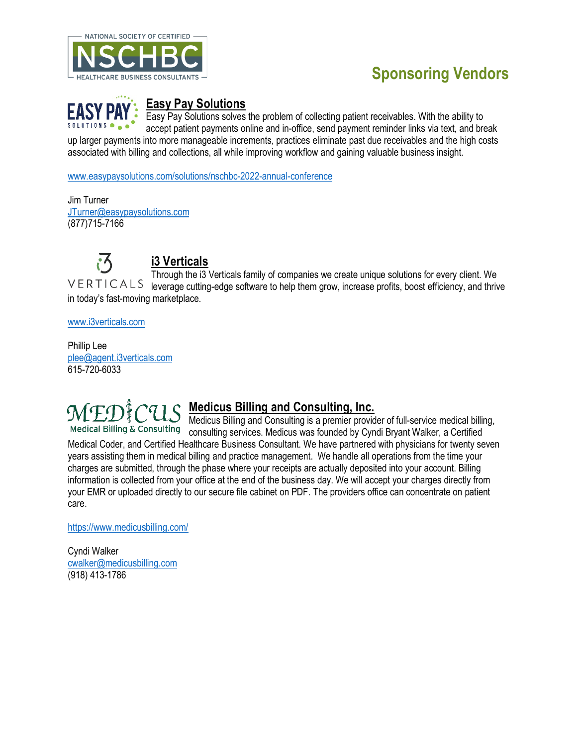# Sponsoring Vendors

## Easy Pay Solutions

Easy Pay Solutions solves the problem of collecting patient receivables. With the ability to accept patient payments online and in-office, send payment reminder links via text, and break up larger payments into more manageable increments, practices eliminate past due receivables and the high costs associated with billing and collections, all while improving workflow and gaining valuable business insight.

www.easypaysolutions.com/solutions/nschbc-2022-annual-conference

Jim Turner
JTurner@easypaysolutions.com
(877)715-7166

## i3 Verticals

Through the i3 Verticals family of companies we create unique solutions for every client. We leverage cutting-edge software to help them grow, increase profits, boost efficiency, and thrive in today's fast-moving marketplace.

www.i3verticals.com

Phillip Lee
plee@agent.i3verticals.com
615-720-6033

## Medicus Billing and Consulting, Inc.

Medicus Billing and Consulting is a premier provider of full-service medical billing, consulting services. Medicus was founded by Cyndi Bryant Walker, a Certified Medical Coder, and Certified Healthcare Business Consultant. We have partnered with physicians for twenty seven years assisting them in medical billing and practice management. We handle all operations from the time your charges are submitted, through the phase where your receipts are actually deposited into your account. Billing information is collected from your office at the end of the business day. We will accept your charges directly from your EMR or uploaded directly to our secure file cabinet on PDF. The providers office can concentrate on patient care.

https://www.medicusbilling.com/

Cyndi Walker
cwalker@medicusbilling.com
(918) 413-1786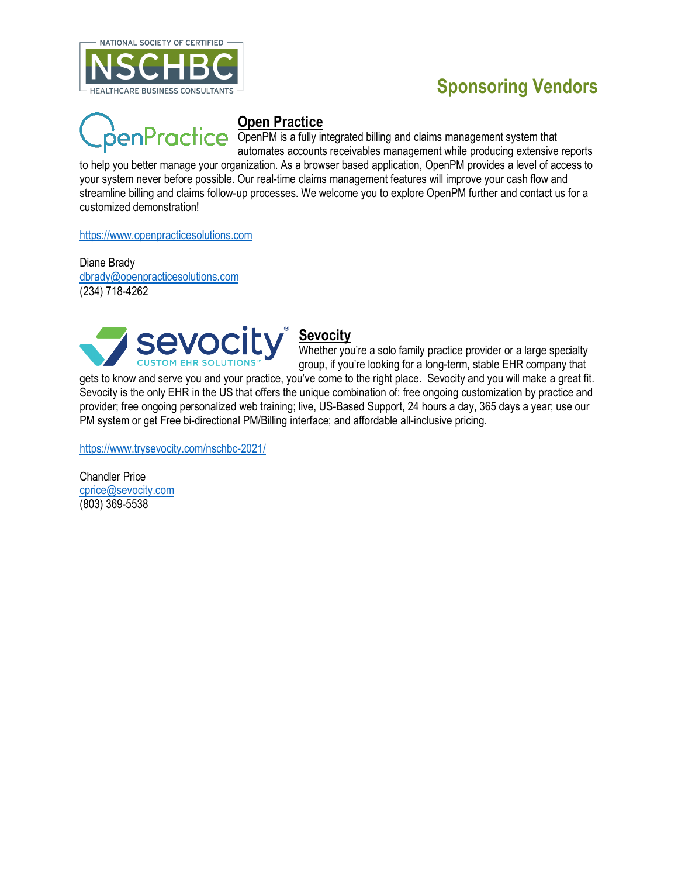NATIONAL SOCIETY OF CERTIFIED NSCHBC HEALTHCARE BUSINESS CONSULTANTS

# Sponsoring Vendors

## Open Practice

OpenPM is a fully integrated billing and claims management system that automates accounts receivables management while producing extensive reports to help you better manage your organization. As a browser based application, OpenPM provides a level of access to your system never before possible. Our real-time claims management features will improve your cash flow and streamline billing and claims follow-up processes. We welcome you to explore OpenPM further and contact us for a customized demonstration!

https://www.openpracticesolutions.com

Diane Brady
dbrady@openpracticesolutions.com
(234) 718-4262

## Sevocity

Whether you're a solo family practice provider or a large specialty group, if you're looking for a long-term, stable EHR company that gets to know and serve you and your practice, you've come to the right place. Sevocity and you will make a great fit. Sevocity is the only EHR in the US that offers the unique combination of: free ongoing customization by practice and provider; free ongoing personalized web training; live, US-Based Support, 24 hours a day, 365 days a year; use our PM system or get Free bi-directional PM/Billing interface; and affordable all-inclusive pricing.

https://www.trysevocity.com/nschbc-2021/

Chandler Price
cprice@sevocity.com
(803) 369-5538